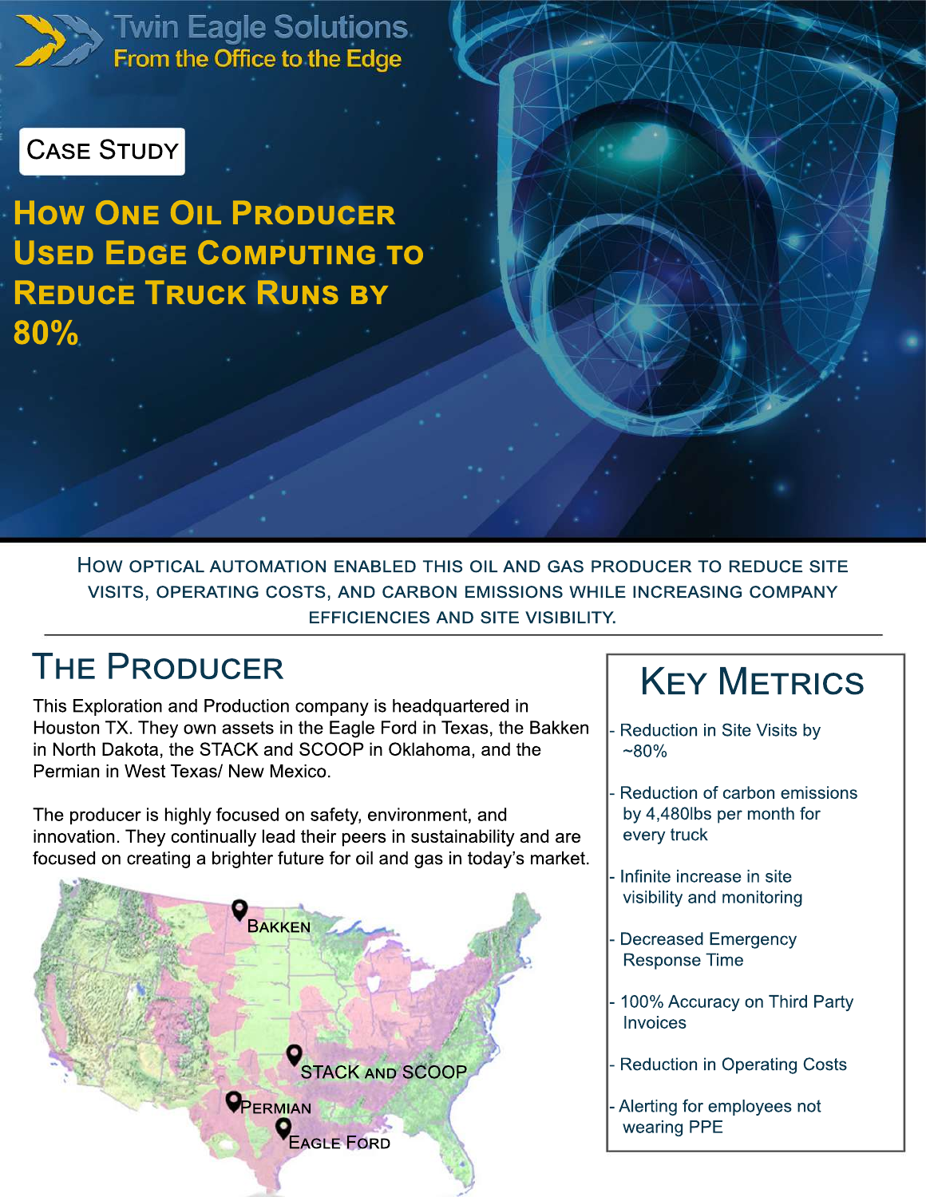Twin Eagle Solutions

From the Office to the Edge

Case Study

# How One Oil Producer Used Edge Computing to Reduce Truck Runs by 80%

How optical automation enabled this oil and gas producer to reduce site visits, operating costs, and carbon emissions while increasing company efficiencies and site visibility.

---

## The Producer

This Exploration and Production company is headquartered in Houston TX. They own assets in the Eagle Ford in Texas, the Bakken in North Dakota, the STACK and SCOOP in Oklahoma, and the Permian in West Texas/ New Mexico.

The producer is highly focused on safety, environment, and innovation. They continually lead their peers in sustainability and are focused on creating a brighter future for oil and gas in today's market.

Bakken

STACK and SCOOP

Permian

Eagle Ford

## Key Metrics

- Reduction in Site Visits by ~80%
- Reduction of carbon emissions by 4,480lbs per month for every truck
- Infinite increase in site visibility and monitoring
- Decreased Emergency Response Time
- 100% Accuracy on Third Party Invoices
- Reduction in Operating Costs
- Alerting for employees not wearing PPE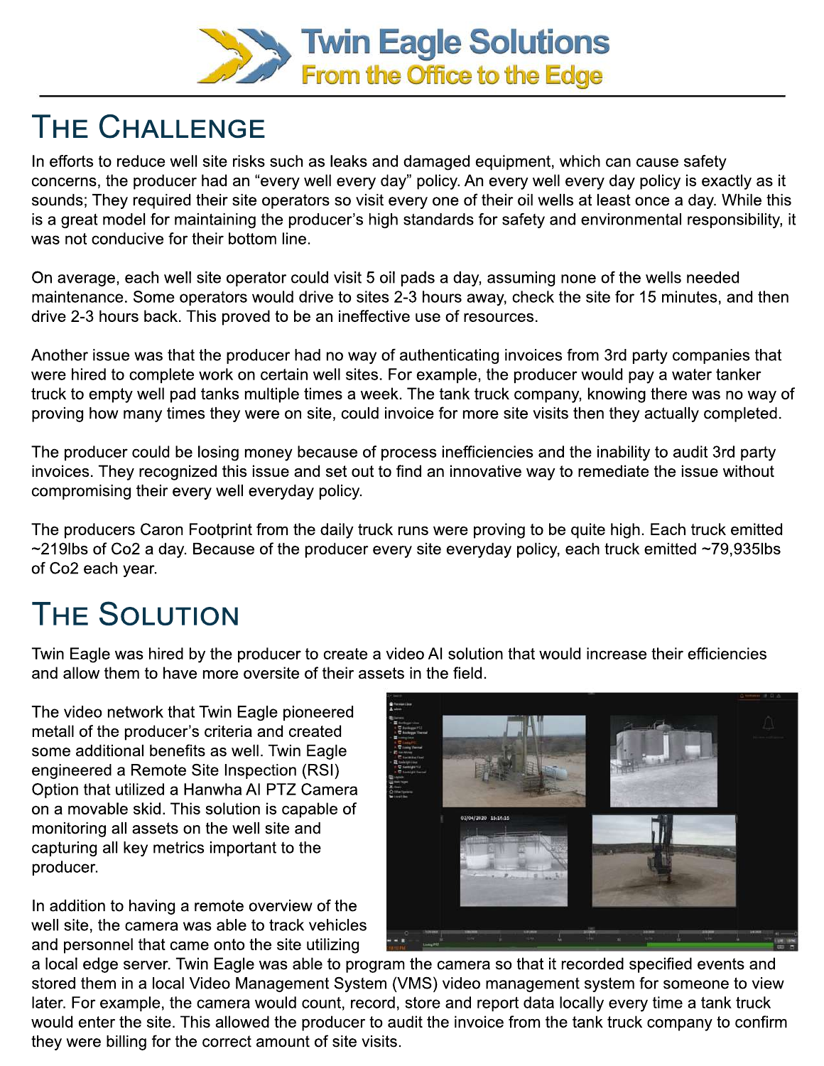# Twin Eagle Solutions
## From the Office to the Edge

# The Challenge

In efforts to reduce well site risks such as leaks and damaged equipment, which can cause safety concerns, the producer had an "every well every day" policy. An every well every day policy is exactly as it sounds; They required their site operators so visit every one of their oil wells at least once a day. While this is a great model for maintaining the producer's high standards for safety and environmental responsibility, it was not conducive for their bottom line.

On average, each well site operator could visit 5 oil pads a day, assuming none of the wells needed maintenance. Some operators would drive to sites 2-3 hours away, check the site for 15 minutes, and then drive 2-3 hours back. This proved to be an ineffective use of resources.

Another issue was that the producer had no way of authenticating invoices from 3rd party companies that were hired to complete work on certain well sites. For example, the producer would pay a water tanker truck to empty well pad tanks multiple times a week. The tank truck company, knowing there was no way of proving how many times they were on site, could invoice for more site visits then they actually completed.

The producer could be losing money because of process inefficiencies and the inability to audit 3rd party invoices. They recognized this issue and set out to find an innovative way to remediate the issue without compromising their every well everyday policy.

The producers Caron Footprint from the daily truck runs were proving to be quite high. Each truck emitted ~219lbs of Co2 a day. Because of the producer every site everyday policy, each truck emitted ~79,935lbs of Co2 each year.

# The Solution

Twin Eagle was hired by the producer to create a video AI solution that would increase their efficiencies and allow them to have more oversite of their assets in the field.

The video network that Twin Eagle pioneered metall of the producer's criteria and created some additional benefits as well. Twin Eagle engineered a Remote Site Inspection (RSI) Option that utilized a Hanwha AI PTZ Camera on a movable skid. This solution is capable of monitoring all assets on the well site and capturing all key metrics important to the producer.

In addition to having a remote overview of the well site, the camera was able to track vehicles and personnel that came onto the site utilizing a local edge server. Twin Eagle was able to program the camera so that it recorded specified events and stored them in a local Video Management System (VMS) video management system for someone to view later. For example, the camera would count, record, store and report data locally every time a tank truck would enter the site. This allowed the producer to audit the invoice from the tank truck company to confirm they were billing for the correct amount of site visits.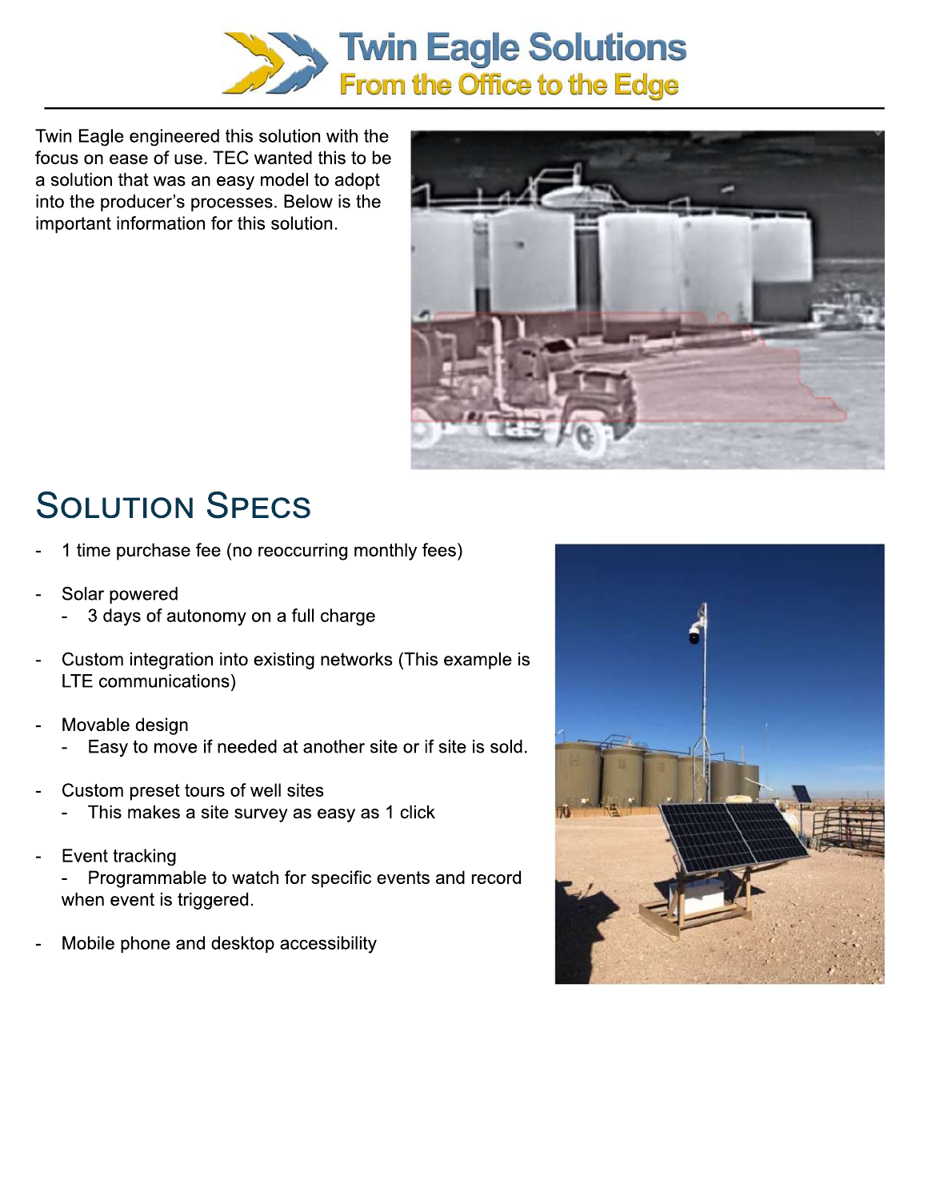Twin Eagle engineered this solution with the focus on ease of use. TEC wanted this to be a solution that was an easy model to adopt into the producer's processes. Below is the important information for this solution.

## Solution Specs

- 1 time purchase fee (no reoccurring monthly fees)
- Solar powered
  - 3 days of autonomy on a full charge
- Custom integration into existing networks (This example is LTE communications)
- Movable design
  - Easy to move if needed at another site or if site is sold.
- Custom preset tours of well sites
  - This makes a site survey as easy as 1 click
- Event tracking
  - Programmable to watch for specific events and record when event is triggered.
- Mobile phone and desktop accessibility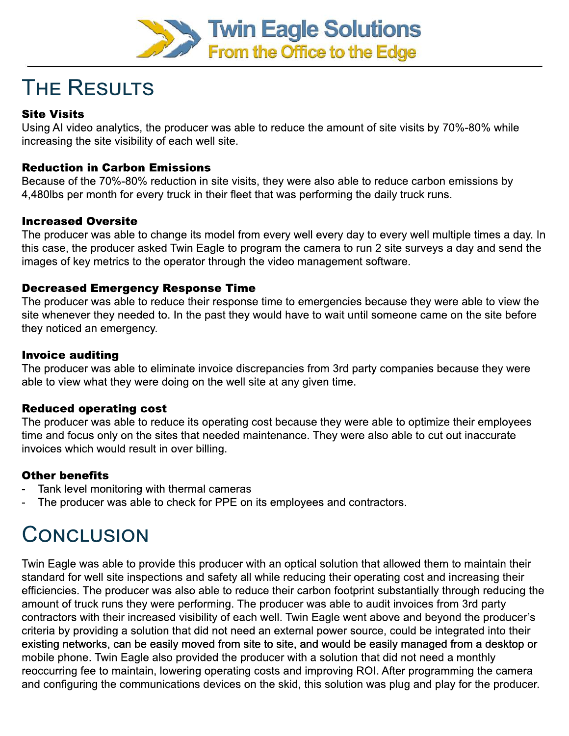# The Results

### Site Visits

Using AI video analytics, the producer was able to reduce the amount of site visits by 70%-80% while increasing the site visibility of each well site.

### Reduction in Carbon Emissions

Because of the 70%-80% reduction in site visits, they were also able to reduce carbon emissions by 4,480lbs per month for every truck in their fleet that was performing the daily truck runs.

### Increased Oversite

The producer was able to change its model from every well every day to every well multiple times a day. In this case, the producer asked Twin Eagle to program the camera to run 2 site surveys a day and send the images of key metrics to the operator through the video management software.

### Decreased Emergency Response Time

The producer was able to reduce their response time to emergencies because they were able to view the site whenever they needed to. In the past they would have to wait until someone came on the site before they noticed an emergency.

### Invoice auditing

The producer was able to eliminate invoice discrepancies from 3rd party companies because they were able to view what they were doing on the well site at any given time.

### Reduced operating cost

The producer was able to reduce its operating cost because they were able to optimize their employees time and focus only on the sites that needed maintenance. They were also able to cut out inaccurate invoices which would result in over billing.

### Other benefits

- Tank level monitoring with thermal cameras
- The producer was able to check for PPE on its employees and contractors.

# Conclusion

Twin Eagle was able to provide this producer with an optical solution that allowed them to maintain their standard for well site inspections and safety all while reducing their operating cost and increasing their efficiencies. The producer was also able to reduce their carbon footprint substantially through reducing the amount of truck runs they were performing. The producer was able to audit invoices from 3rd party contractors with their increased visibility of each well. Twin Eagle went above and beyond the producer's criteria by providing a solution that did not need an external power source, could be integrated into their existing networks, can be easily moved from site to site, and would be easily managed from a desktop or mobile phone. Twin Eagle also provided the producer with a solution that did not need a monthly reoccurring fee to maintain, lowering operating costs and improving ROI. After programming the camera and configuring the communications devices on the skid, this solution was plug and play for the producer.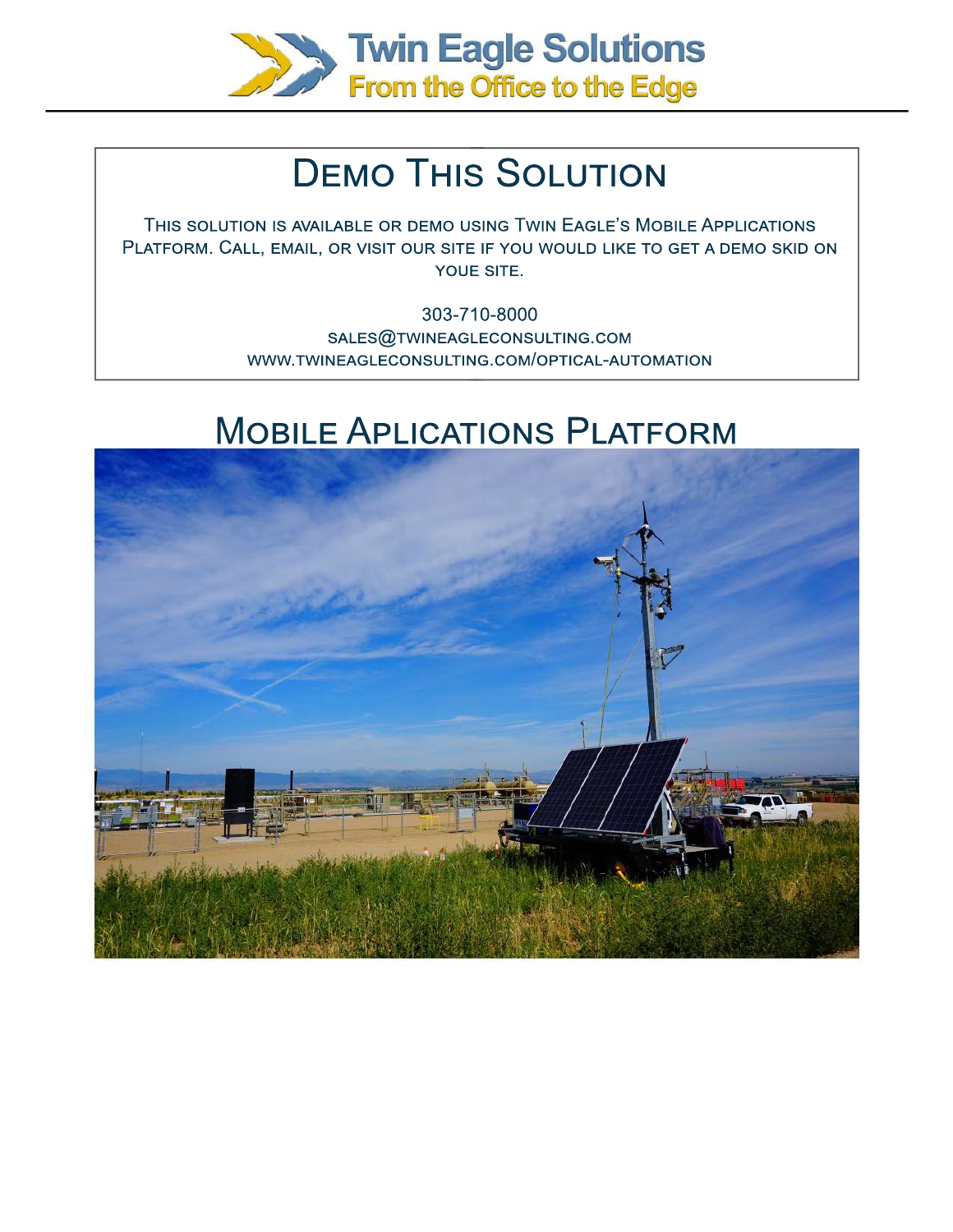# Twin Eagle Solutions

From the Office to the Edge

## Demo This Solution

This solution is available or demo using Twin Eagle's Mobile Applications Platform. Call, email, or visit our site if you would like to get a demo skid on youe site.

303-710-8000

sales@twineagleconsulting.com

www.twineagleconsulting.com/optical-automation

## Mobile Aplications Platform